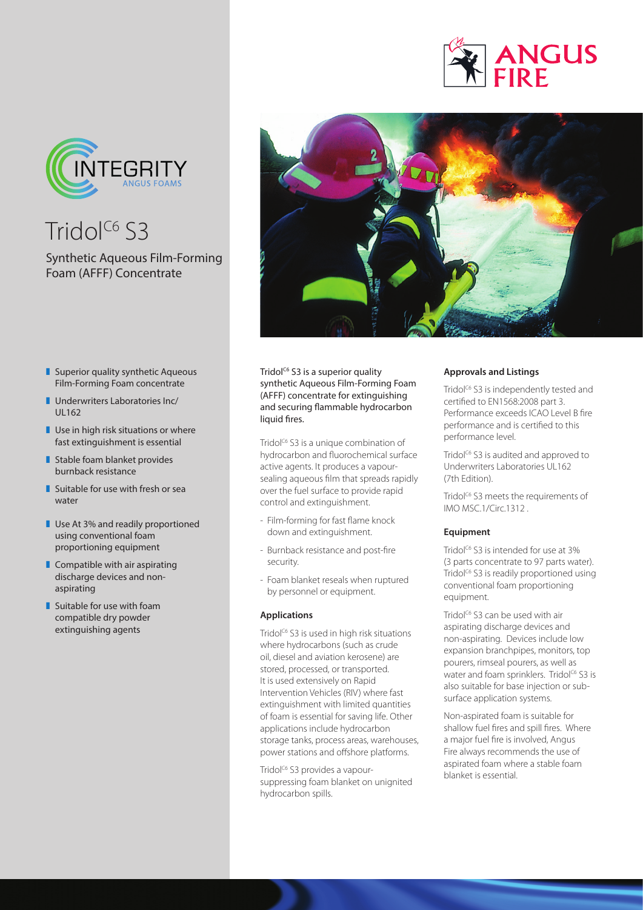# Tridol$^{C6}$ S3

## Synthetic Aqueous Film-Forming Foam (AFFF) Concentrate

- Superior quality synthetic Aqueous Film-Forming Foam concentrate
- Underwriters Laboratories Inc/ UL162
- Use in high risk situations or where fast extinguishment is essential
- Stable foam blanket provides burnback resistance
- Suitable for use with fresh or sea water
- Use At 3% and readily proportioned using conventional foam proportioning equipment
- Compatible with air aspirating discharge devices and non-aspirating
- Suitable for use with foam compatible dry powder extinguishing agents

Tridol$^{C6}$ S3 is a superior quality synthetic Aqueous Film-Forming Foam (AFFF) concentrate for extinguishing and securing flammable hydrocarbon liquid fires.

Tridol$^{C6}$ S3 is a unique combination of hydrocarbon and fluorochemical surface active agents. It produces a vapour-sealing aqueous film that spreads rapidly over the fuel surface to provide rapid control and extinguishment.

- Film-forming for fast flame knock down and extinguishment.
- Burnback resistance and post-fire security.
- Foam blanket reseals when ruptured by personnel or equipment.

### Applications

Tridol$^{C6}$ S3 is used in high risk situations where hydrocarbons (such as crude oil, diesel and aviation kerosene) are stored, processed, or transported. It is used extensively on Rapid Intervention Vehicles (RIV) where fast extinguishment with limited quantities of foam is essential for saving life. Other applications include hydrocarbon storage tanks, process areas, warehouses, power stations and offshore platforms.

Tridol$^{C6}$ S3 provides a vapour-suppressing foam blanket on unignited hydrocarbon spills.

### Approvals and Listings

Tridol$^{C6}$ S3 is independently tested and certified to EN1568:2008 part 3. Performance exceeds ICAO Level B fire performance and is certified to this performance level.

Tridol$^{C6}$ S3 is audited and approved to Underwriters Laboratories UL162 (7th Edition).

Tridol$^{C6}$ S3 meets the requirements of IMO MSC.1/Circ.1312 .

### Equipment

Tridol$^{C6}$ S3 is intended for use at 3% (3 parts concentrate to 97 parts water). Tridol$^{C6}$ S3 is readily proportioned using conventional foam proportioning equipment.

Tridol$^{C6}$ S3 can be used with air aspirating discharge devices and non-aspirating. Devices include low expansion branchpipes, monitors, top pourers, rimseal pourers, as well as water and foam sprinklers. Tridol$^{C6}$ S3 is also suitable for base injection or sub-surface application systems.

Non-aspirated foam is suitable for shallow fuel fires and spill fires. Where a major fuel fire is involved, Angus Fire always recommends the use of aspirated foam where a stable foam blanket is essential.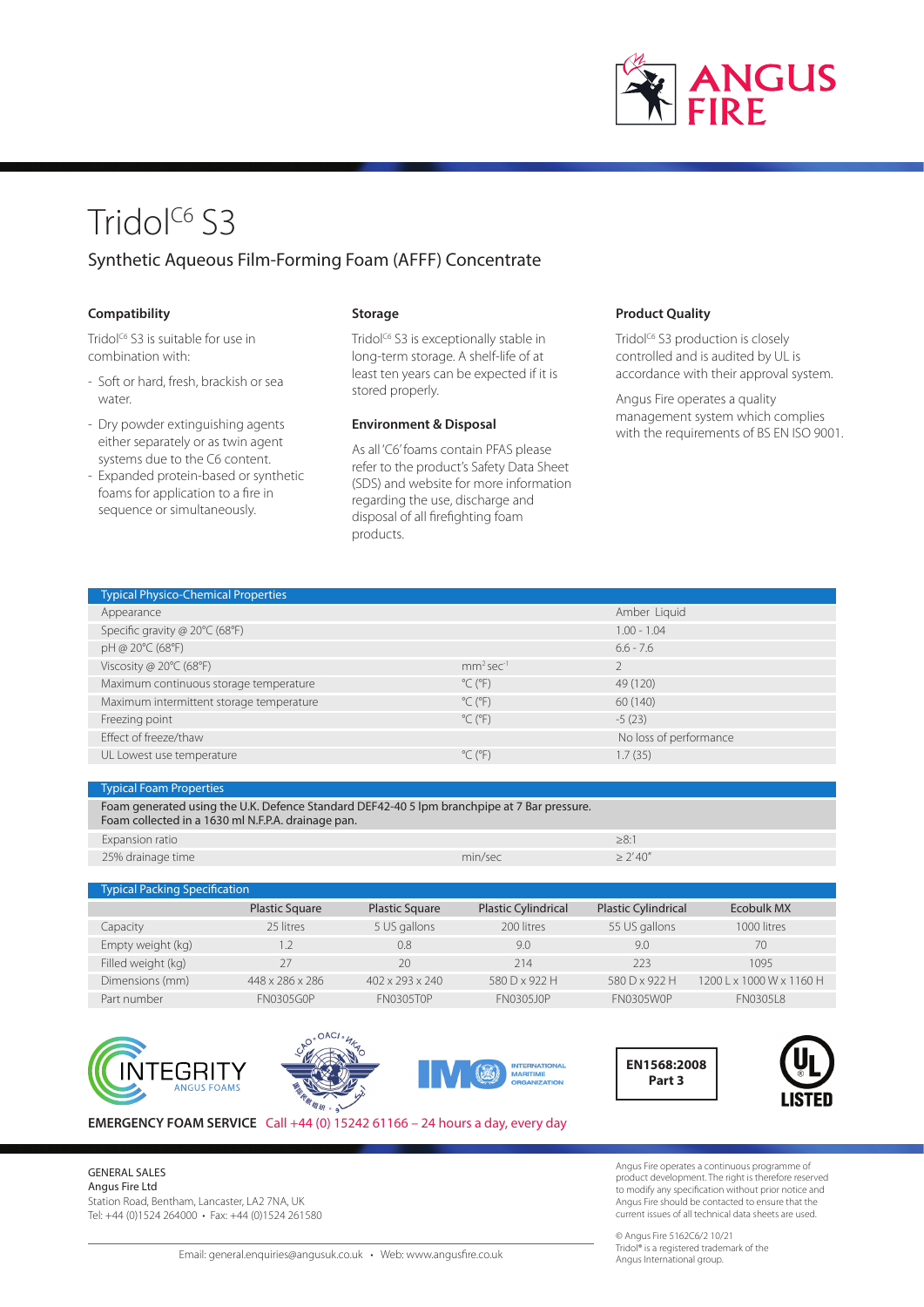# Tridol$^{C6}$ S3

## Synthetic Aqueous Film-Forming Foam (AFFF) Concentrate

### Compatibility

Tridol$^{C6}$ S3 is suitable for use in combination with:

- Soft or hard, fresh, brackish or sea water.
- Dry powder extinguishing agents either separately or as twin agent systems due to the C6 content.
- Expanded protein-based or synthetic foams for application to a fire in sequence or simultaneously.

### Storage

Tridol$^{C6}$ S3 is exceptionally stable in long-term storage. A shelf-life of at least ten years can be expected if it is stored properly.

### Environment & Disposal

As all 'C6' foams contain PFAS please refer to the product's Safety Data Sheet (SDS) and website for more information regarding the use, discharge and disposal of all firefighting foam products.

### Product Quality

Tridol$^{C6}$ S3 production is closely controlled and is audited by UL is accordance with their approval system.

Angus Fire operates a quality management system which complies with the requirements of BS EN ISO 9001.

| Typical Physico-Chemical Properties | | |
|---|---|---|
| Appearance | | Amber Liquid |
| Specific gravity @ 20°C (68°F) | | 1.00 - 1.04 |
| pH @ 20°C (68°F) | | 6.6 - 7.6 |
| Viscosity @ 20°C (68°F) | $mm^2 sec^{-1}$ | 2 |
| Maximum continuous storage temperature | °C (°F) | 49 (120) |
| Maximum intermittent storage temperature | °C (°F) | 60 (140) |
| Freezing point | °C (°F) | -5 (23) |
| Effect of freeze/thaw | | No loss of performance |
| UL Lowest use temperature | °C (°F) | 1.7 (35) |

| Typical Foam Properties | | |
|---|---|---|
| Foam generated using the U.K. Defence Standard DEF42-40 5 lpm branchpipe at 7 Bar pressure. Foam collected in a 1630 ml N.F.P.A. drainage pan. | | |
| Expansion ratio | | ≥8:1 |
| 25% drainage time | min/sec | ≥ 2'40" |

| Typical Packing Specification | Plastic Square | Plastic Square | Plastic Cylindrical | Plastic Cylindrical | Ecobulk MX |
|---|---|---|---|---|---|
| Capacity | 25 litres | 5 US gallons | 200 litres | 55 US gallons | 1000 litres |
| Empty weight (kg) | 1.2 | 0.8 | 9.0 | 9.0 | 70 |
| Filled weight (kg) | 27 | 20 | 214 | 223 | 1095 |
| Dimensions (mm) | 448 x 286 x 286 | 402 x 293 x 240 | 580 D x 922 H | 580 D x 922 H | 1200 L x 1000 W x 1160 H |
| Part number | FN0305G0P | FN0305T0P | FN0305J0P | FN0305W0P | FN0305L8 |

INTEGRITY ANGUS FOAMS

EN1568:2008 Part 3

UL LISTED

**EMERGENCY FOAM SERVICE** Call +44 (0) 15242 61166 – 24 hours a day, every day

GENERAL SALES
Angus Fire Ltd
Station Road, Bentham, Lancaster, LA2 7NA, UK
Tel: +44 (0)1524 264000 • Fax: +44 (0)1524 261580

Email: general.enquiries@angusuk.co.uk • Web: www.angusfire.co.uk

Angus Fire operates a continuous programme of product development. The right is therefore reserved to modify any specification without prior notice and Angus Fire should be contacted to ensure that the current issues of all technical data sheets are used.

© Angus Fire 5162C6/2 10/21
Tridol® is a registered trademark of the Angus International group.